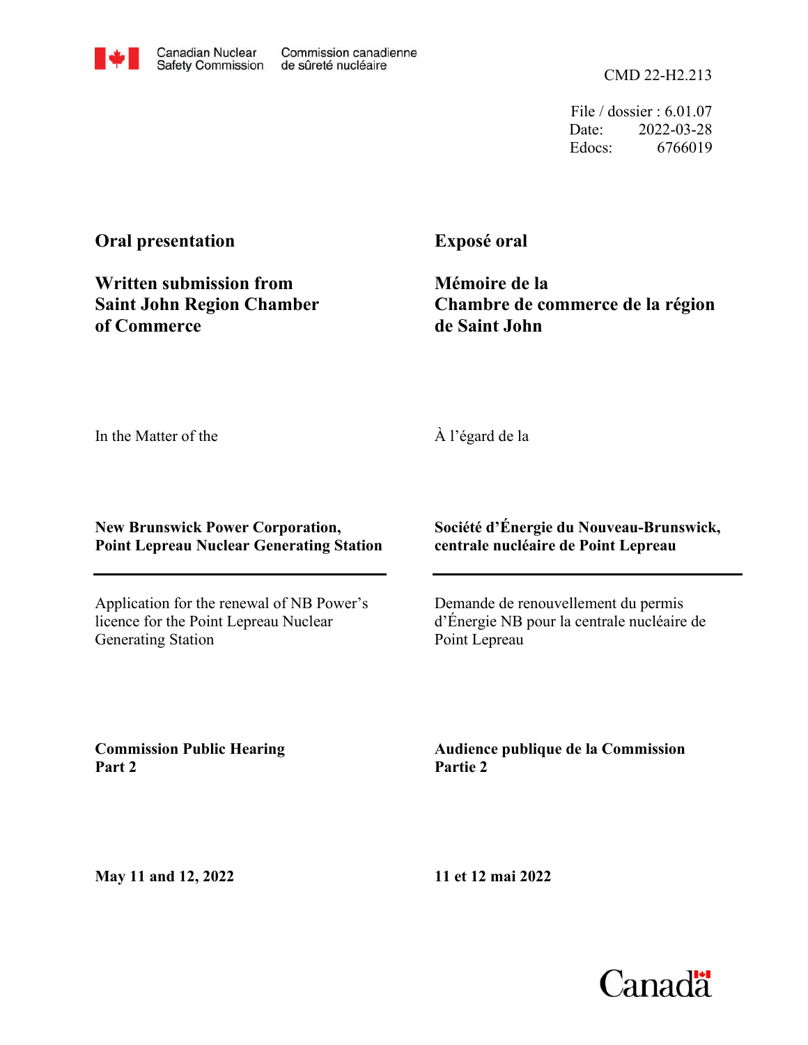Canadian Nuclear Safety Commission | Commission canadienne de sûreté nucléaire

CMD 22-H2.213

File / dossier : 6.01.07
Date: 2022-03-28
Edocs: 6766019

**Oral presentation**

**Written submission from Saint John Region Chamber of Commerce**

**Exposé oral**

**Mémoire de la Chambre de commerce de la région de Saint John**

In the Matter of the

À l'égard de la

**New Brunswick Power Corporation, Point Lepreau Nuclear Generating Station**

**Société d'Énergie du Nouveau-Brunswick, centrale nucléaire de Point Lepreau**

Application for the renewal of NB Power's licence for the Point Lepreau Nuclear Generating Station

Demande de renouvellement du permis d'Énergie NB pour la centrale nucléaire de Point Lepreau

**Commission Public Hearing Part 2**

**Audience publique de la Commission Partie 2**

**May 11 and 12, 2022**

**11 et 12 mai 2022**

Canada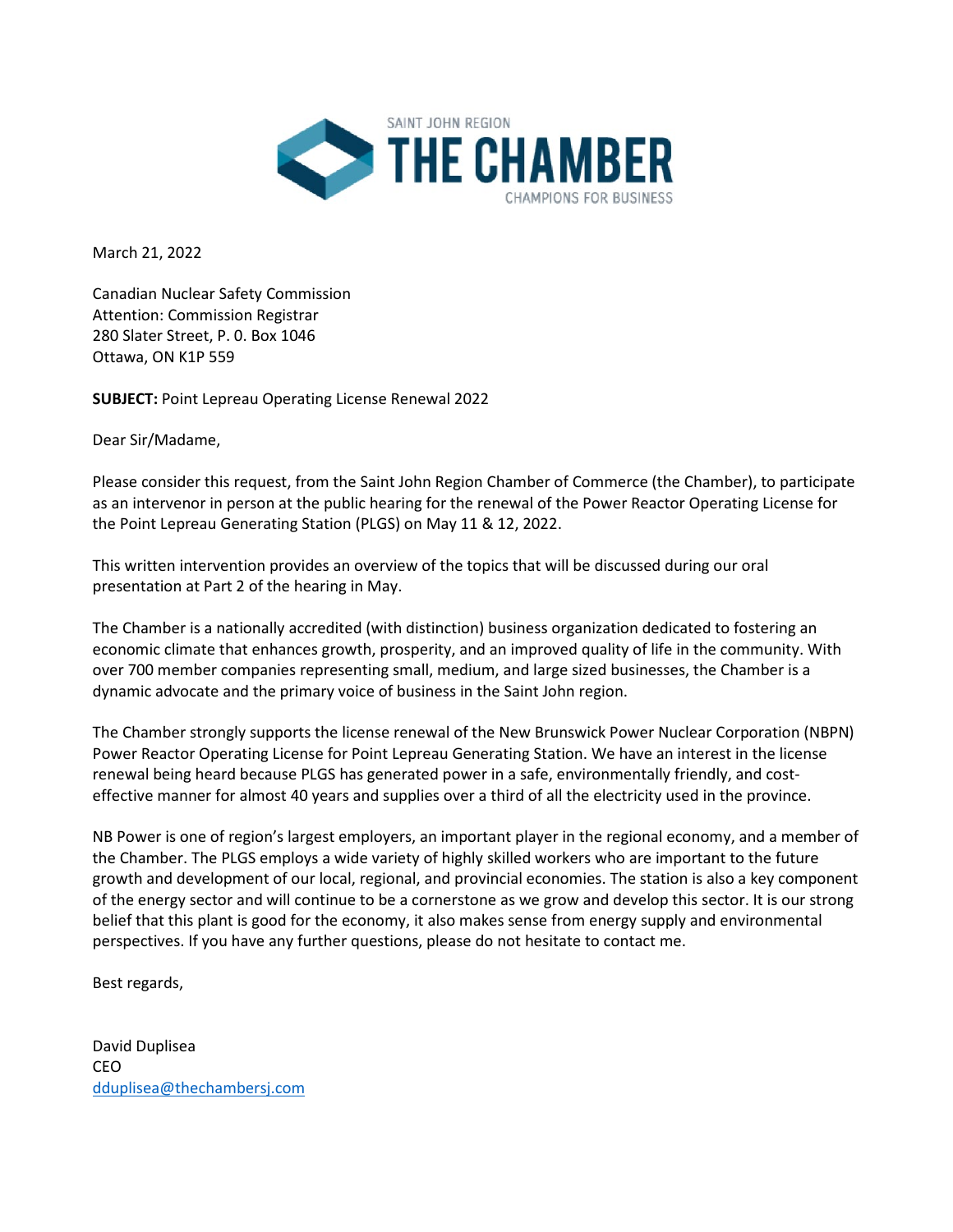SAINT JOHN REGION
THE CHAMBER
CHAMPIONS FOR BUSINESS

March 21, 2022

Canadian Nuclear Safety Commission
Attention: Commission Registrar
280 Slater Street, P. 0. Box 1046
Ottawa, ON K1P 559

**SUBJECT:** Point Lepreau Operating License Renewal 2022

Dear Sir/Madame,

Please consider this request, from the Saint John Region Chamber of Commerce (the Chamber), to participate as an intervenor in person at the public hearing for the renewal of the Power Reactor Operating License for the Point Lepreau Generating Station (PLGS) on May 11 & 12, 2022.

This written intervention provides an overview of the topics that will be discussed during our oral presentation at Part 2 of the hearing in May.

The Chamber is a nationally accredited (with distinction) business organization dedicated to fostering an economic climate that enhances growth, prosperity, and an improved quality of life in the community. With over 700 member companies representing small, medium, and large sized businesses, the Chamber is a dynamic advocate and the primary voice of business in the Saint John region.

The Chamber strongly supports the license renewal of the New Brunswick Power Nuclear Corporation (NBPN) Power Reactor Operating License for Point Lepreau Generating Station. We have an interest in the license renewal being heard because PLGS has generated power in a safe, environmentally friendly, and cost-effective manner for almost 40 years and supplies over a third of all the electricity used in the province.

NB Power is one of region's largest employers, an important player in the regional economy, and a member of the Chamber. The PLGS employs a wide variety of highly skilled workers who are important to the future growth and development of our local, regional, and provincial economies. The station is also a key component of the energy sector and will continue to be a cornerstone as we grow and develop this sector. It is our strong belief that this plant is good for the economy, it also makes sense from energy supply and environmental perspectives. If you have any further questions, please do not hesitate to contact me.

Best regards,

David Duplisea
CEO
dduplisea@thechambersj.com